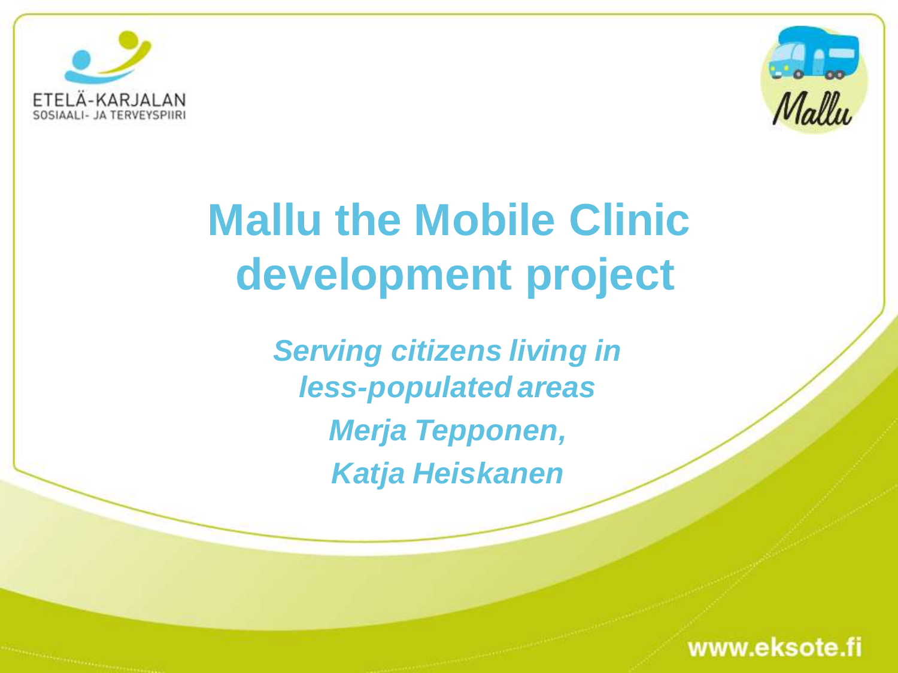ETELÄ-KARJALAN
SOSIAALI- JA TERVEYSPIIRI

Mallu

# Mallu the Mobile Clinic development project

*Serving citizens living in less-populated areas*

*Merja Tepponen,*

*Katja Heiskanen*

www.eksote.fi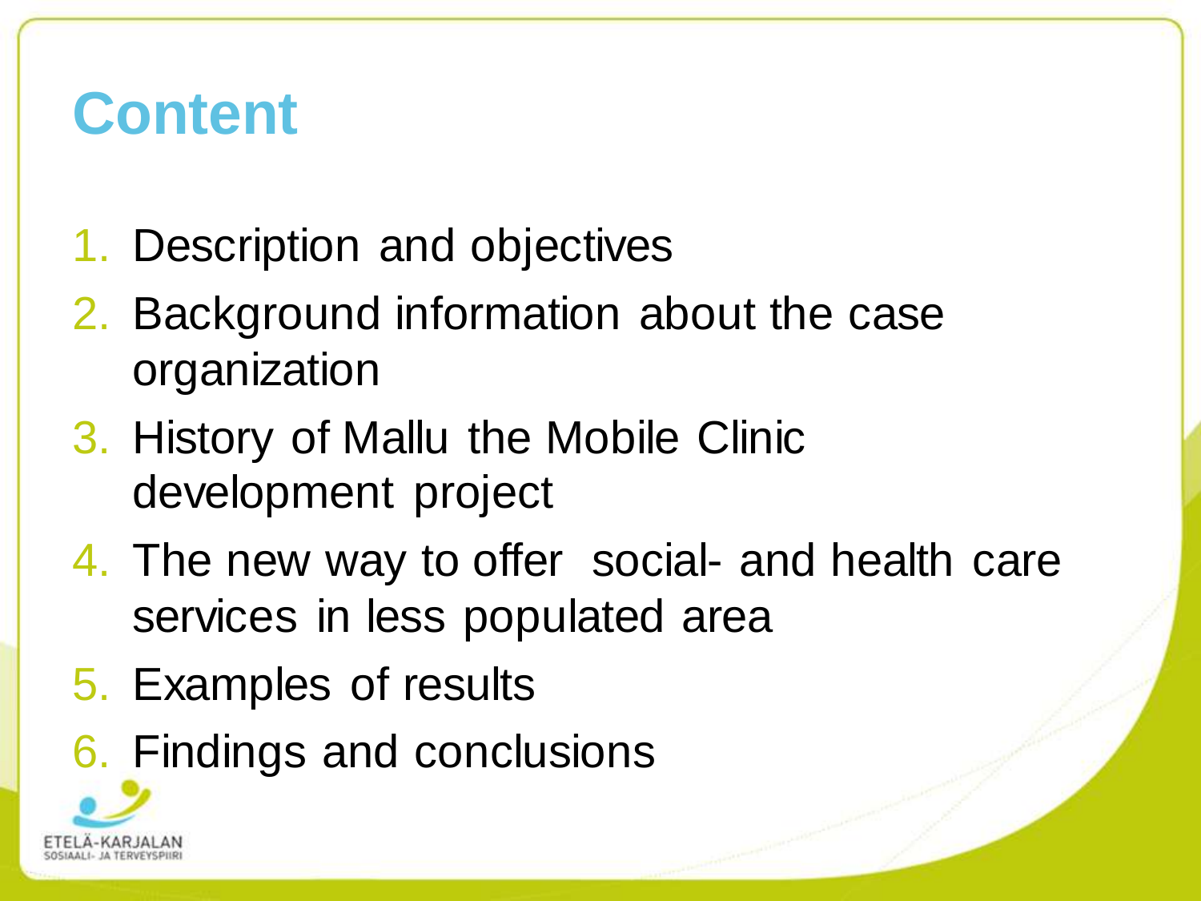# Content

1. Description and objectives
2. Background information about the case organization
3. History of Mallu the Mobile Clinic development project
4. The new way to offer social- and health care services in less populated area
5. Examples of results
6. Findings and conclusions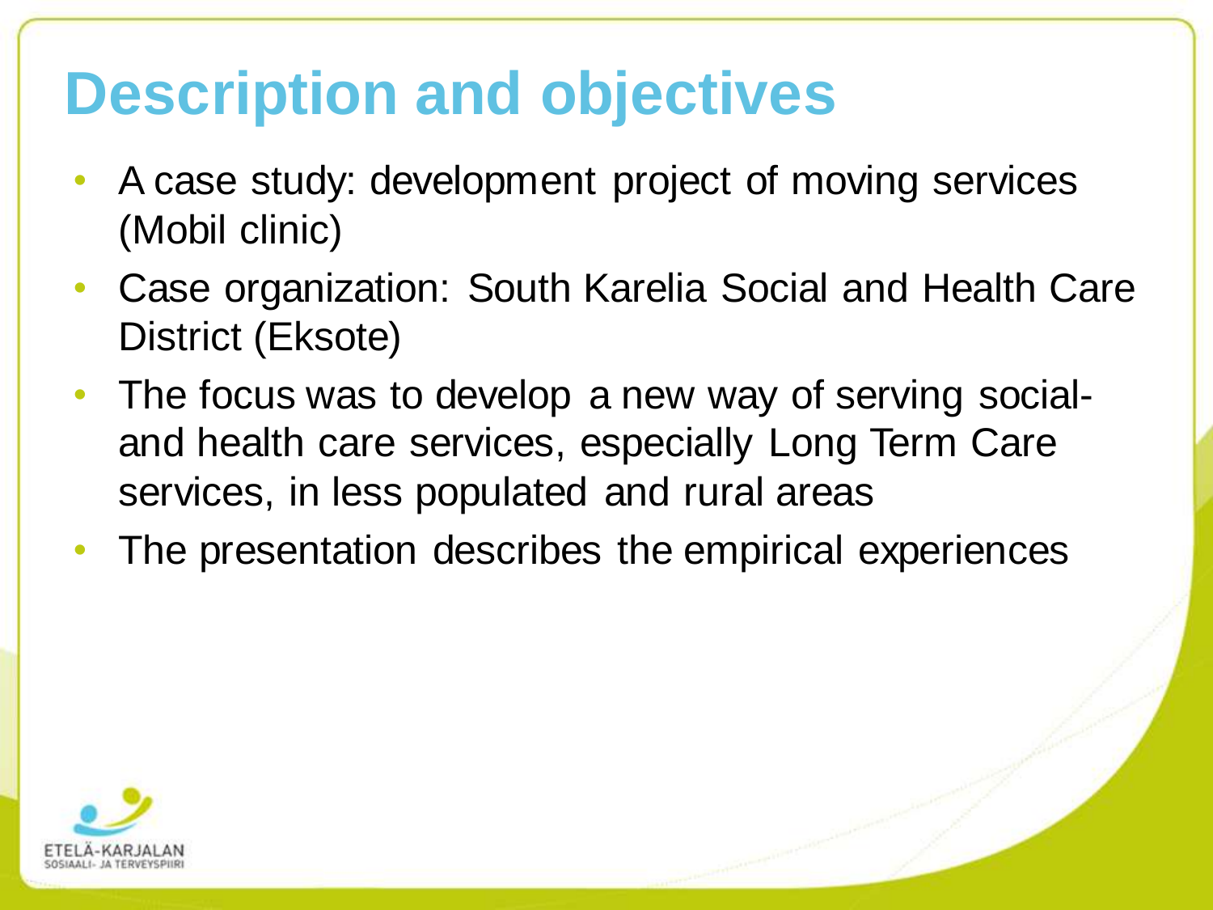# Description and objectives

- A case study: development project of moving services (Mobil clinic)
- Case organization: South Karelia Social and Health Care District (Eksote)
- The focus was to develop a new way of serving social- and health care services, especially Long Term Care services, in less populated and rural areas
- The presentation describes the empirical experiences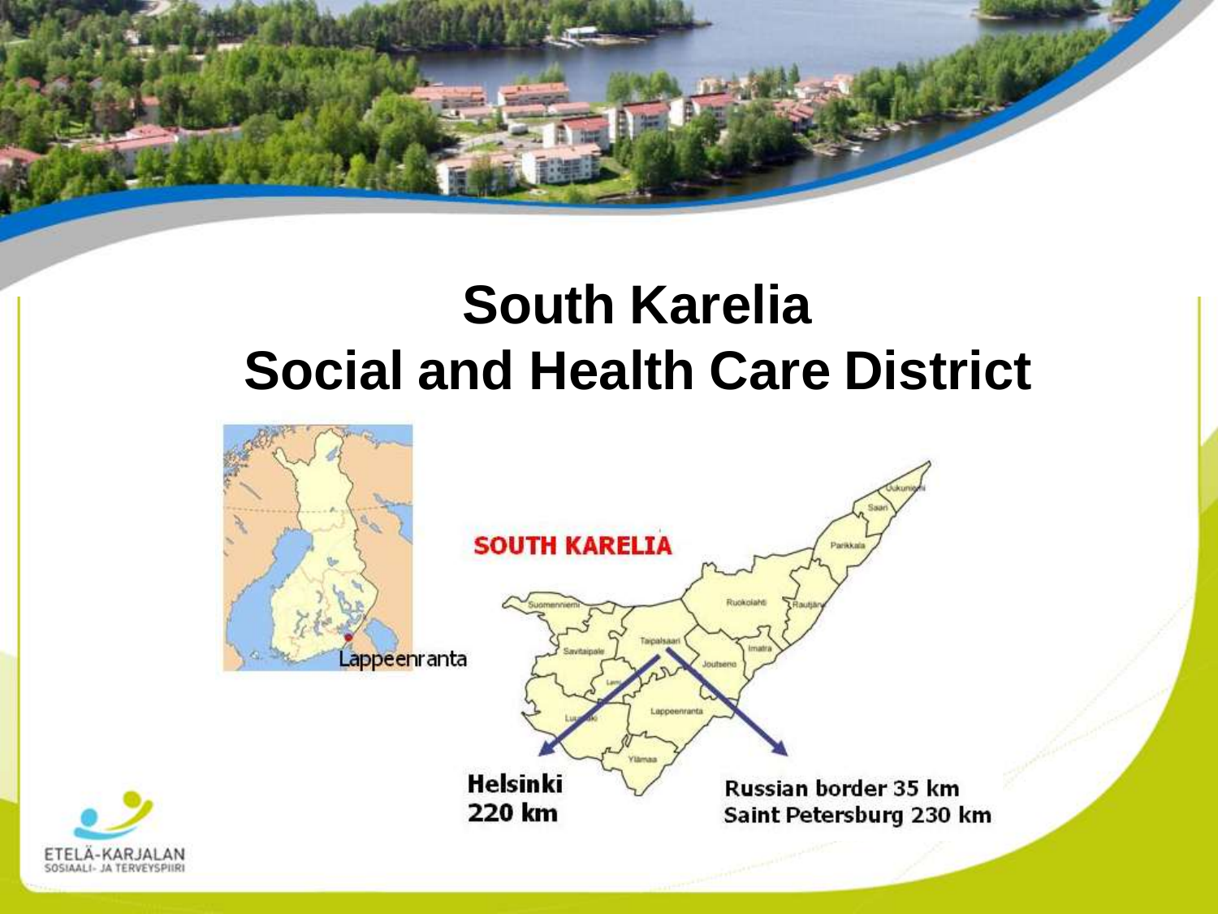# South Karelia Social and Health Care District

Lappeenranta

SOUTH KARELIA

Helsinki 220 km

Russian border 35 km
Saint Petersburg 230 km

ETELÄ-KARJALAN SOSIAALI- JA TERVEYSPIIRI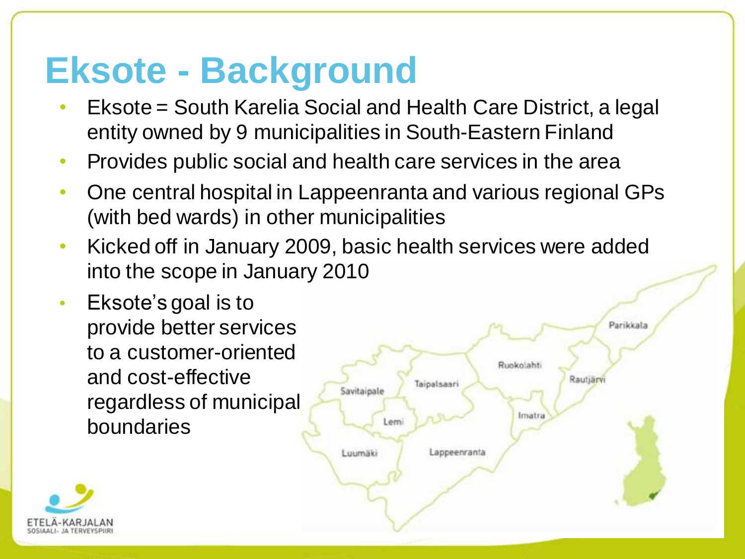# Eksote - Background

- Eksote = South Karelia Social and Health Care District, a legal entity owned by 9 municipalities in South-Eastern Finland
- Provides public social and health care services in the area
- One central hospital in Lappeenranta and various regional GPs (with bed wards) in other municipalities
- Kicked off in January 2009, basic health services were added into the scope in January 2010
- Eksote's goal is to provide better services to a customer-oriented and cost-effective regardless of municipal boundaries

Parikkala
Ruokolahti
Rautjärvi
Savitaipale
Taipalsaari
Imatra
Lemi
Luumäki
Lappeenranta

ETELÄ-KARJALAN SOSIAALI- JA TERVEYSPIIRI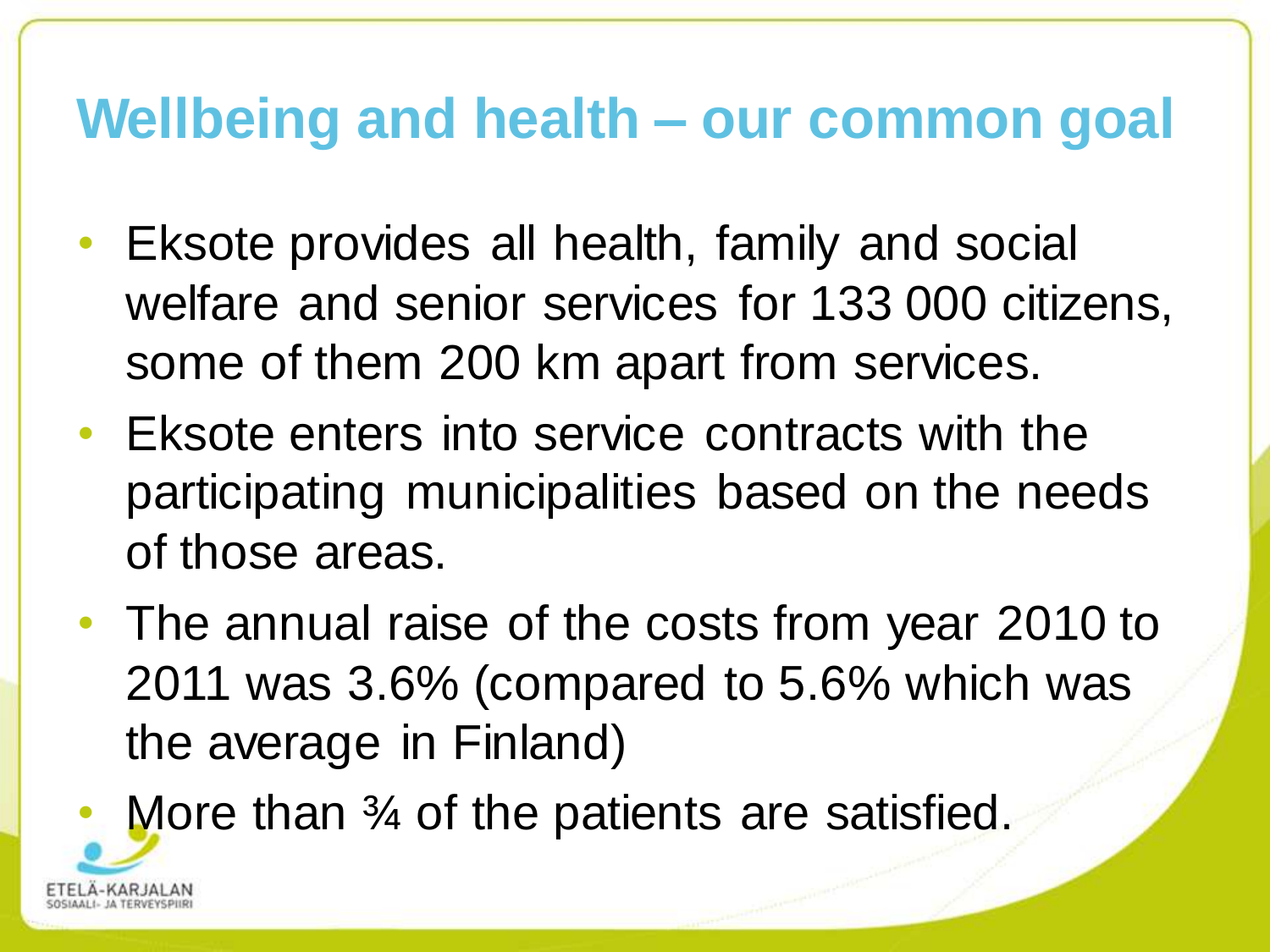# Wellbeing and health – our common goal

- Eksote provides all health, family and social welfare and senior services for 133 000 citizens, some of them 200 km apart from services.
- Eksote enters into service contracts with the participating municipalities based on the needs of those areas.
- The annual raise of the costs from year 2010 to 2011 was 3.6% (compared to 5.6% which was the average in Finland)
- More than ¾ of the patients are satisfied.

ETELÄ-KARJALAN SOSIAALI- JA TERVEYSPIIRI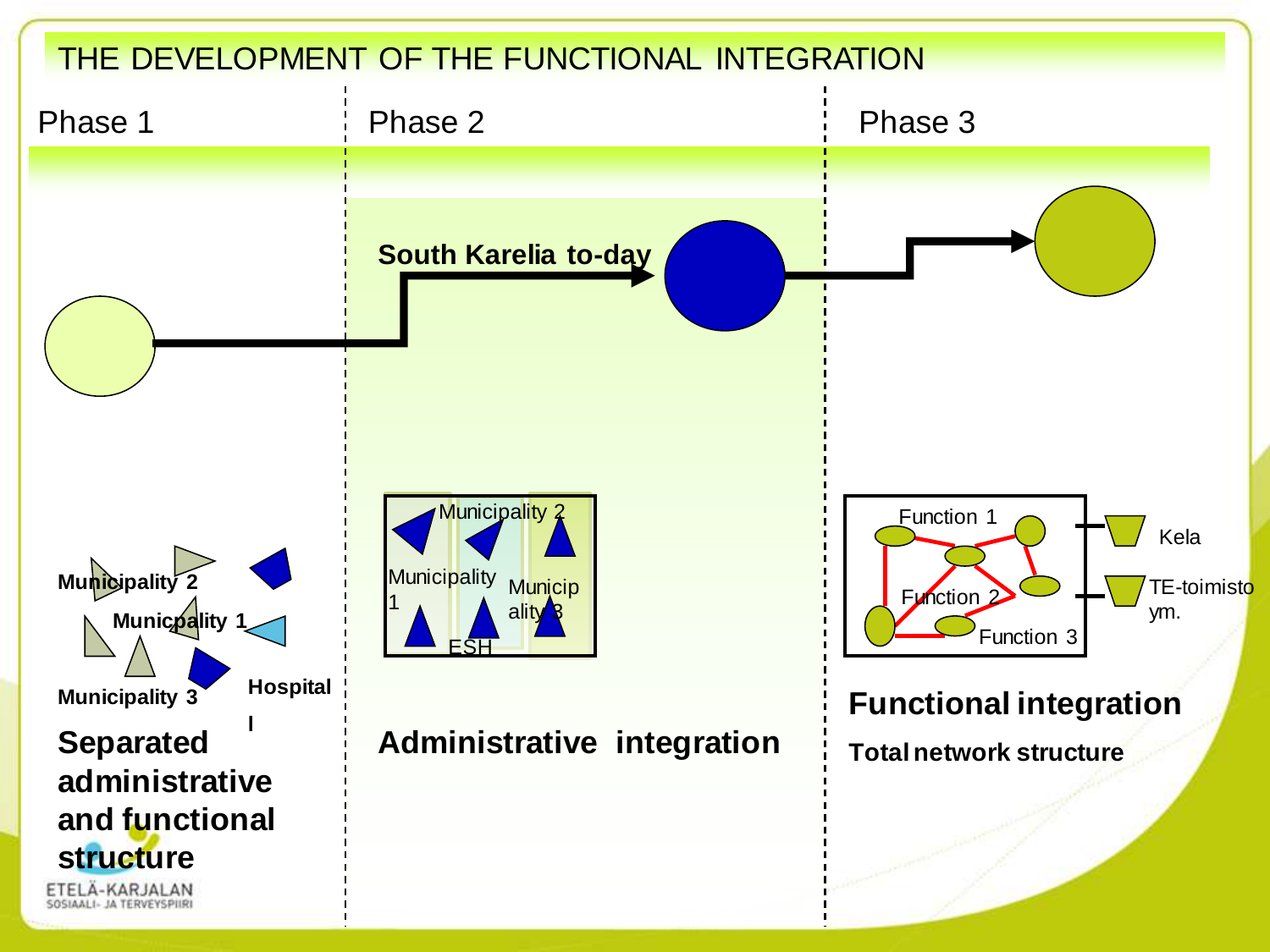# THE DEVELOPMENT OF THE FUNCTIONAL INTEGRATION

Phase 1

Phase 2

Phase 3

South Karelia to-day

Municipality 2

Municipality 1

Municipality 3

Hospital

l

**Separated administrative and functional structure**

Municipality 2

Municipality 1

Municipality 3

ESH

**Administrative integration**

Function 1

Function 2

Function 3

Kela

TE-toimisto ym.

**Functional integration**

**Total network structure**

ETELÄ-KARJALAN SOSIAALI- JA TERVEYSPIIRI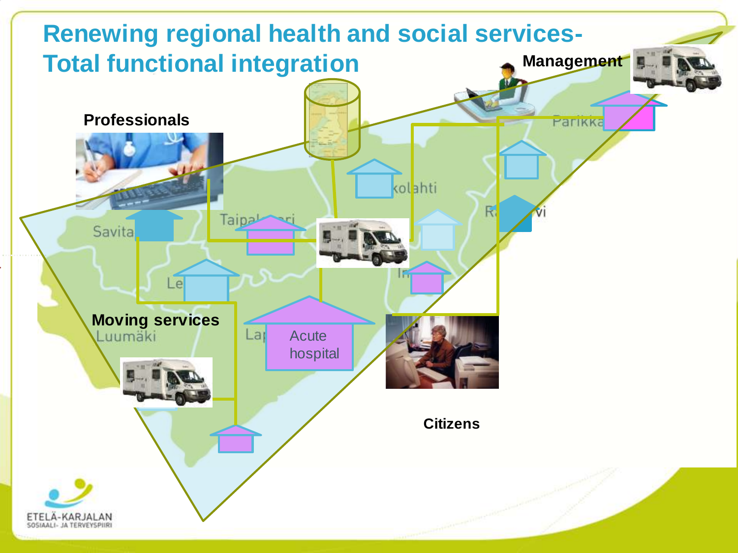# Renewing regional health and social services- Total functional integration

Professionals

Management

Moving services

Acute hospital

Citizens

ETELÄ-KARJALAN SOSIAALI- JA TERVEYSPIIRI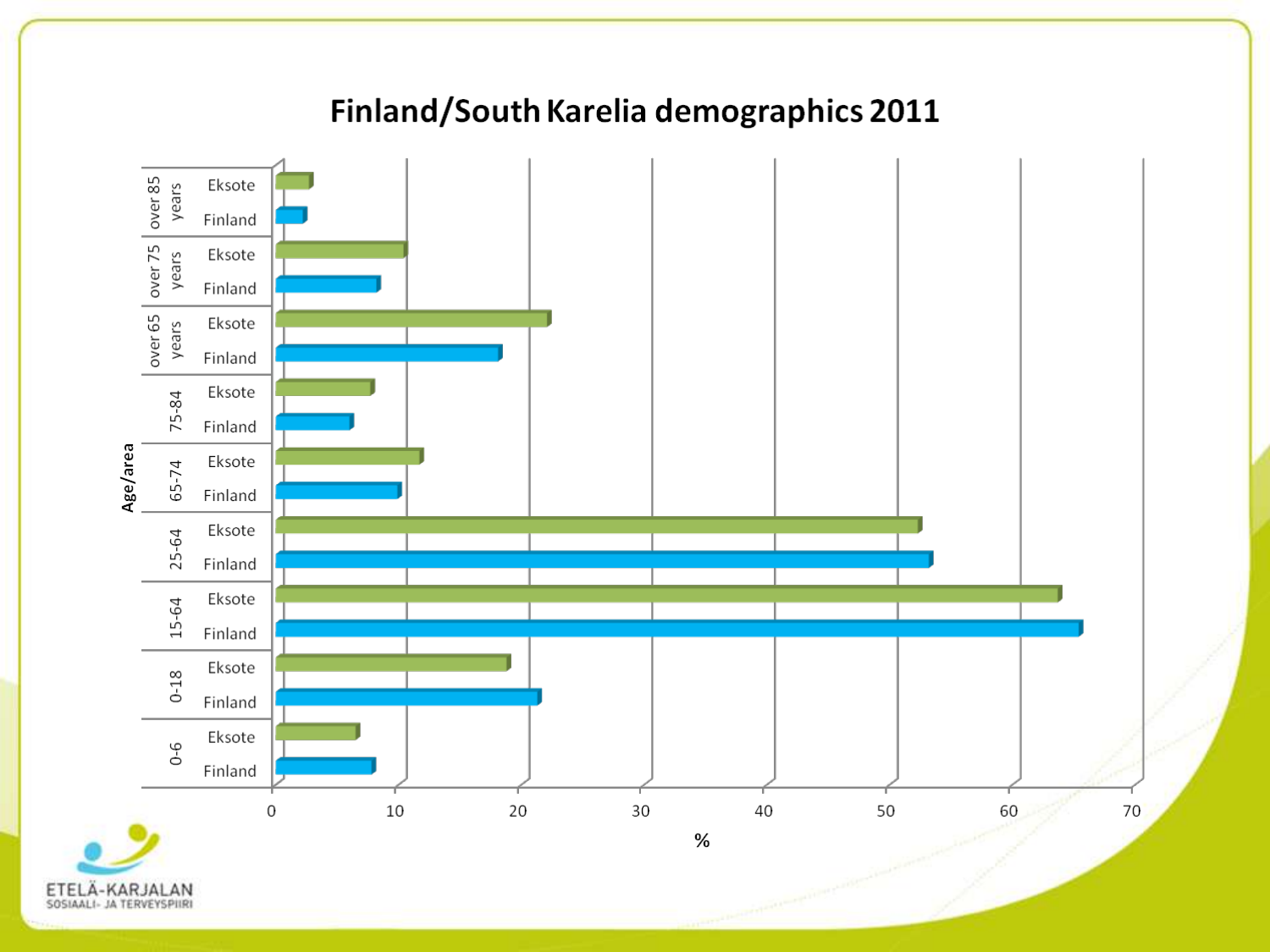# Finland/South Karelia demographics 2011

| Age/area | | % (approx.) |
|---|---|---|
| over 85 years | Eksote | 3 |
| | Finland | 2.5 |
| over 75 years | Eksote | 10.5 |
| | Finland | 8.5 |
| over 65 years | Eksote | 22.5 |
| | Finland | 18.5 |
| 75-84 | Eksote | 8 |
| | Finland | 6.5 |
| 65-74 | Eksote | 12 |
| | Finland | 10.5 |
| 25-64 | Eksote | 52.5 |
| | Finland | 53.5 |
| 15-64 | Eksote | 64 |
| | Finland | 65.5 |
| 0-18 | Eksote | 19 |
| | Finland | 21.5 |
| 0-6 | Eksote | 7 |
| | Finland | 8 |

ETELÄ-KARJALAN SOSIAALI- JA TERVEYSPIIRI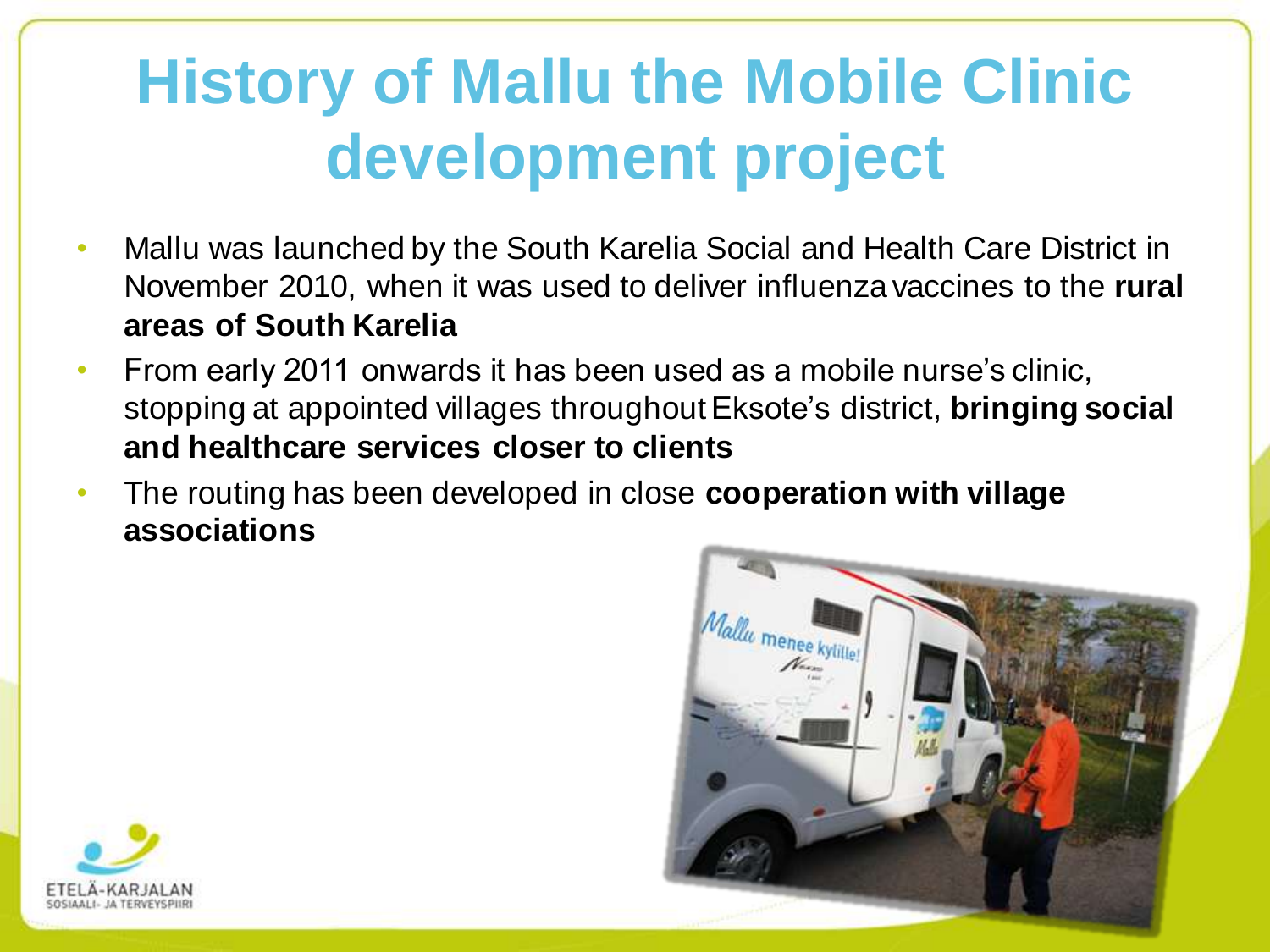# History of Mallu the Mobile Clinic development project

- Mallu was launched by the South Karelia Social and Health Care District in November 2010, when it was used to deliver influenza vaccines to the **rural areas of South Karelia**
- From early 2011 onwards it has been used as a mobile nurse's clinic, stopping at appointed villages throughout Eksote's district, **bringing social and healthcare services closer to clients**
- The routing has been developed in close **cooperation with village associations**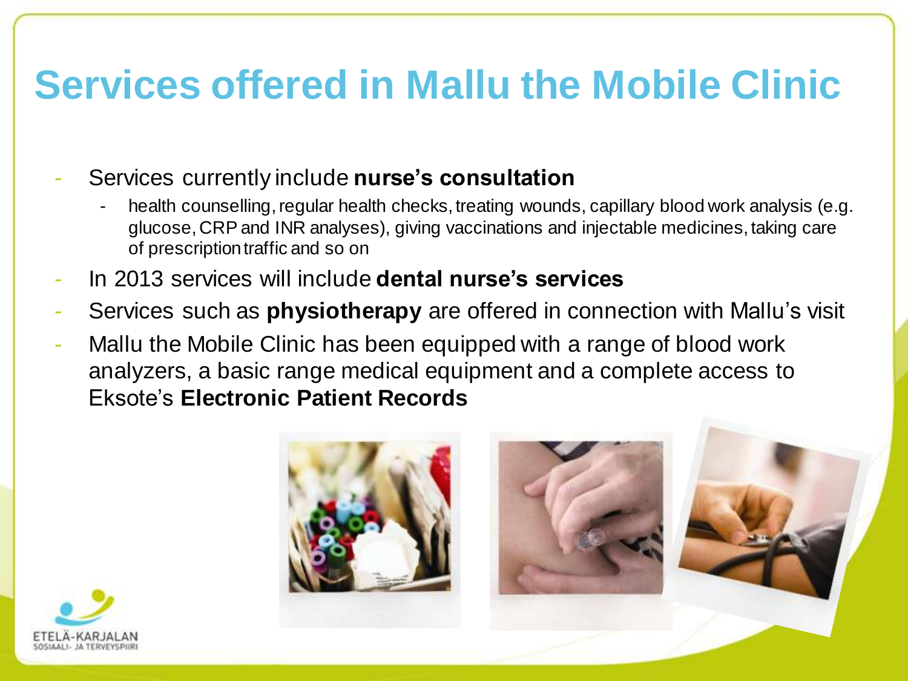# Services offered in Mallu the Mobile Clinic

- Services currently include **nurse's consultation**
  - health counselling, regular health checks, treating wounds, capillary blood work analysis (e.g. glucose, CRP and INR analyses), giving vaccinations and injectable medicines, taking care of prescription traffic and so on
- In 2013 services will include **dental nurse's services**
- Services such as **physiotherapy** are offered in connection with Mallu's visit
- Mallu the Mobile Clinic has been equipped with a range of blood work analyzers, a basic range medical equipment and a complete access to Eksote's **Electronic Patient Records**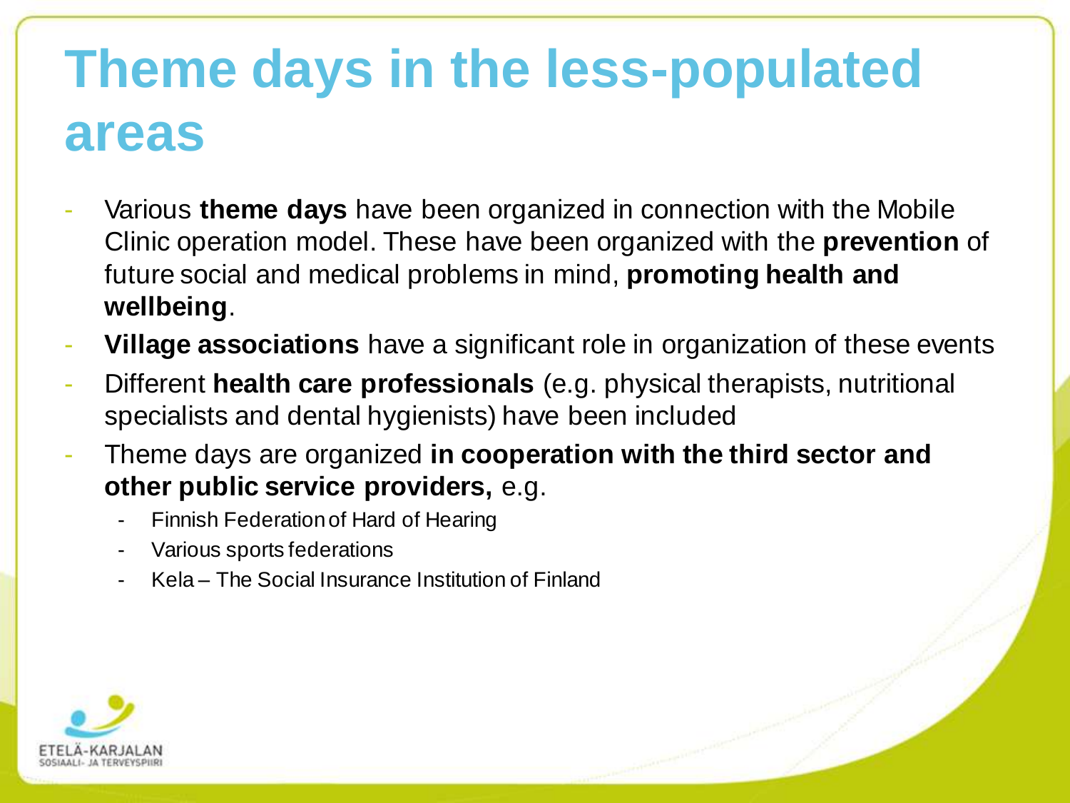# Theme days in the less-populated areas

- Various **theme days** have been organized in connection with the Mobile Clinic operation model. These have been organized with the **prevention** of future social and medical problems in mind, **promoting health and wellbeing**.
- **Village associations** have a significant role in organization of these events
- Different **health care professionals** (e.g. physical therapists, nutritional specialists and dental hygienists) have been included
- Theme days are organized **in cooperation with the third sector and other public service providers,** e.g.
  - Finnish Federation of Hard of Hearing
  - Various sports federations
  - Kela – The Social Insurance Institution of Finland

ETELÄ-KARJALAN SOSIAALI- JA TERVEYSPIIRI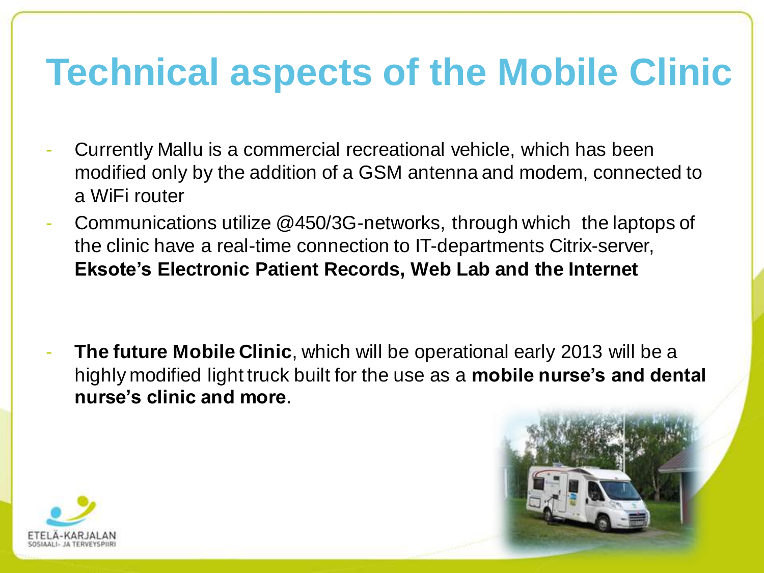# Technical aspects of the Mobile Clinic

- Currently Mallu is a commercial recreational vehicle, which has been modified only by the addition of a GSM antenna and modem, connected to a WiFi router
- Communications utilize @450/3G-networks, through which the laptops of the clinic have a real-time connection to IT-departments Citrix-server, **Eksote's Electronic Patient Records, Web Lab and the Internet**

- **The future Mobile Clinic**, which will be operational early 2013 will be a highly modified light truck built for the use as a **mobile nurse's and dental nurse's clinic and more**.

ETELÄ-KARJALAN SOSIAALI- JA TERVEYSPIIRI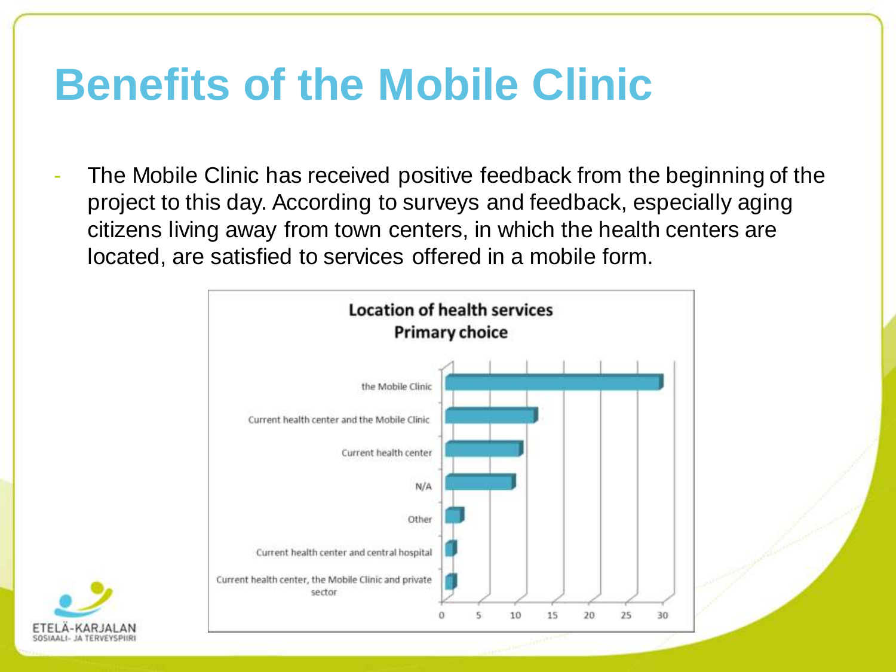# Benefits of the Mobile Clinic

- The Mobile Clinic has received positive feedback from the beginning of the project to this day. According to surveys and feedback, especially aging citizens living away from town centers, in which the health centers are located, are satisfied to services offered in a mobile form.

**Location of health services**
**Primary choice**

| Location | Approximate value |
|---|---|
| the Mobile Clinic | ~29 |
| Current health center and the Mobile Clinic | ~12 |
| Current health center | ~10 |
| N/A | ~9 |
| Other | ~2 |
| Current health center and central hospital | ~1 |
| Current health center, the Mobile Clinic and private sector | ~1 |

ETELÄ-KARJALAN SOSIAALI- JA TERVEYSPIIRI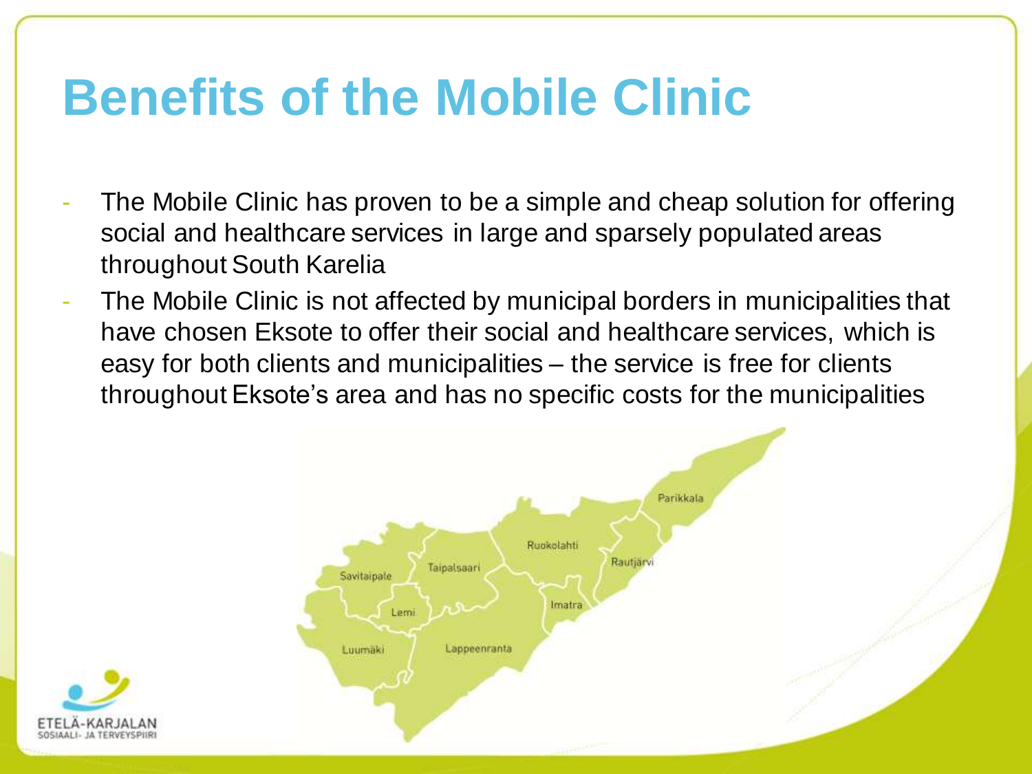# Benefits of the Mobile Clinic

- The Mobile Clinic has proven to be a simple and cheap solution for offering social and healthcare services in large and sparsely populated areas throughout South Karelia
- The Mobile Clinic is not affected by municipal borders in municipalities that have chosen Eksote to offer their social and healthcare services, which is easy for both clients and municipalities – the service is free for clients throughout Eksote's area and has no specific costs for the municipalities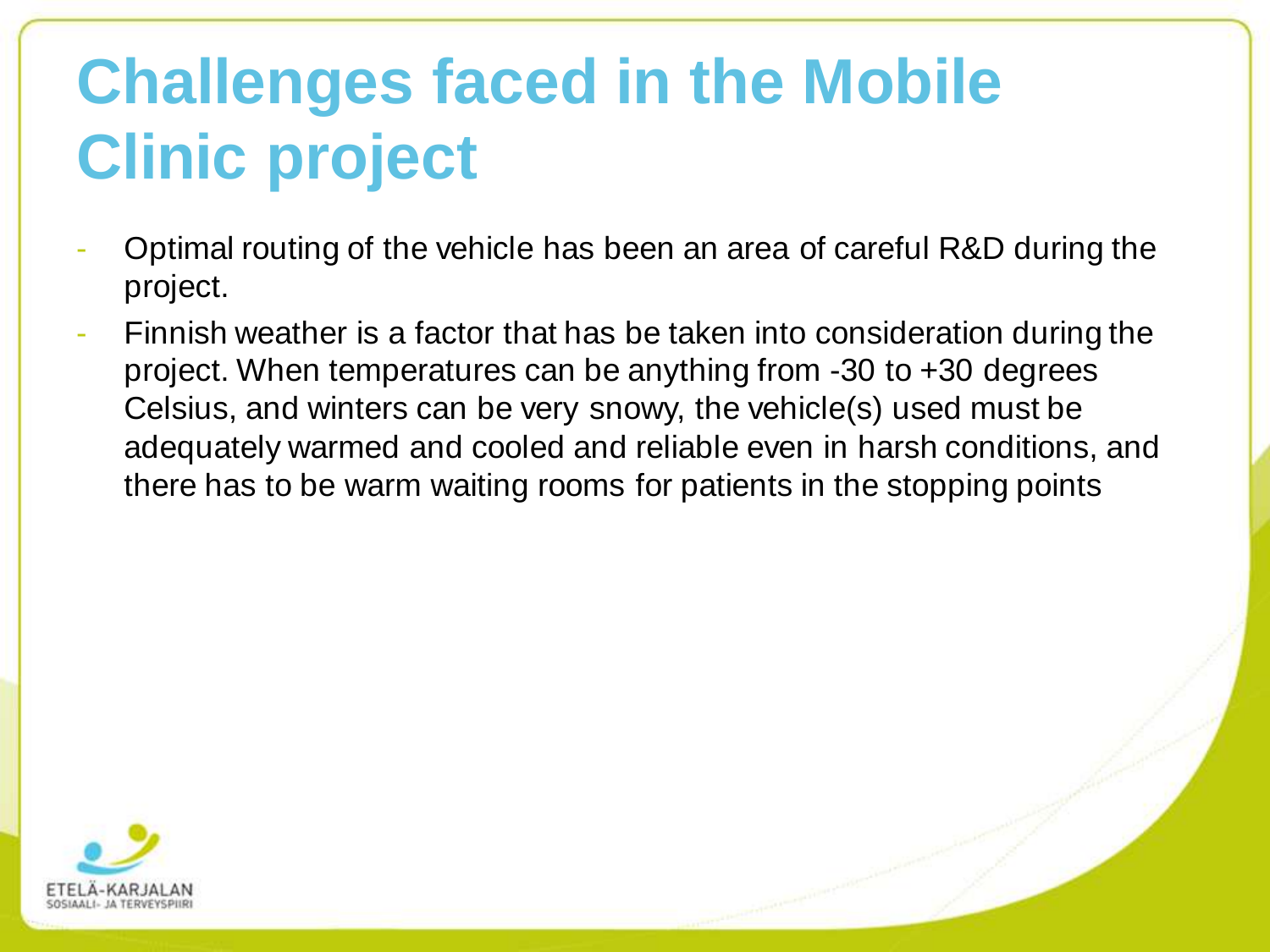# Challenges faced in the Mobile Clinic project

- Optimal routing of the vehicle has been an area of careful R&D during the project.
- Finnish weather is a factor that has be taken into consideration during the project. When temperatures can be anything from -30 to +30 degrees Celsius, and winters can be very snowy, the vehicle(s) used must be adequately warmed and cooled and reliable even in harsh conditions, and there has to be warm waiting rooms for patients in the stopping points

ETELÄ-KARJALAN
SOSIAALI- JA TERVEYSPIIRI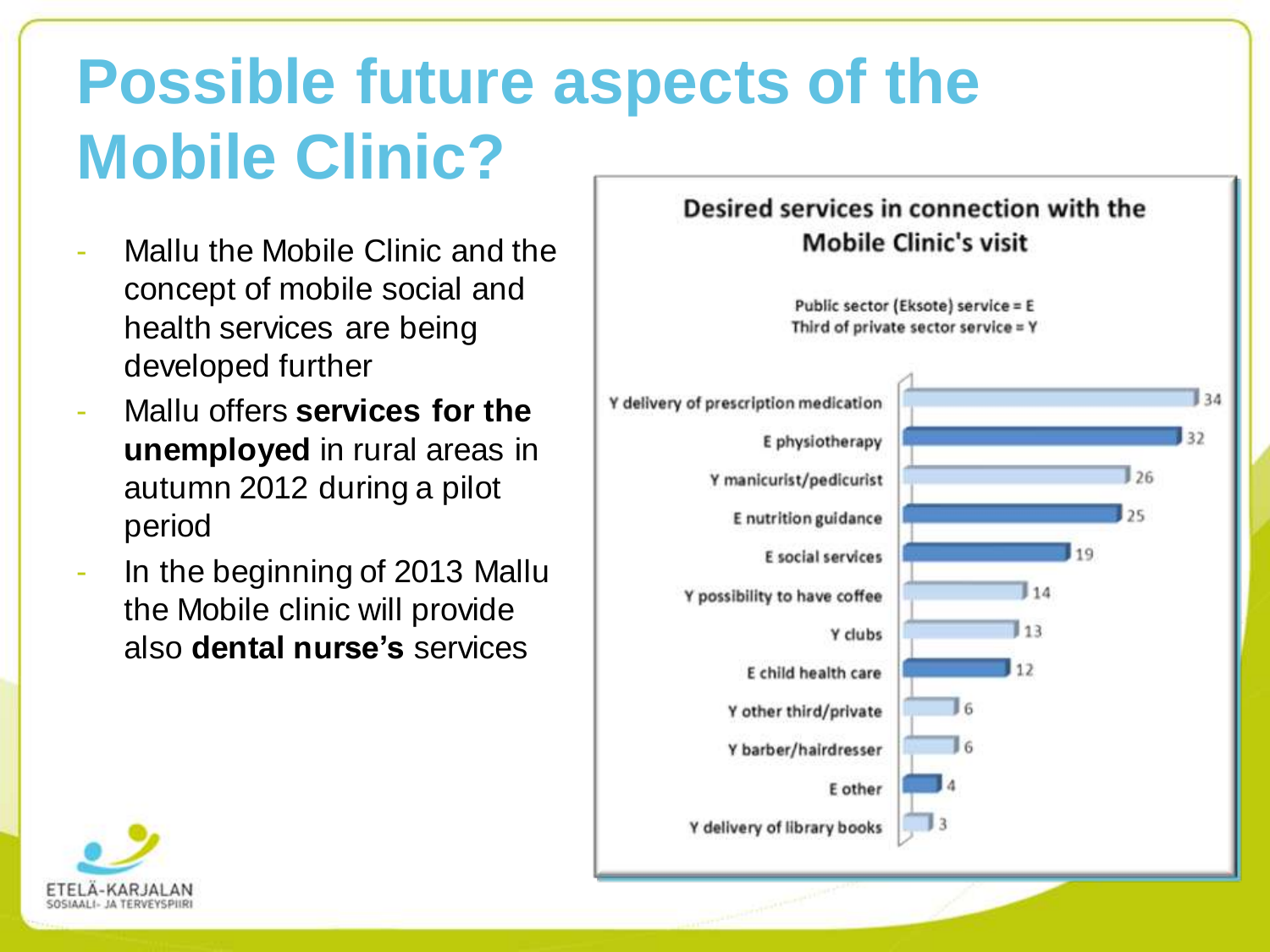# Possible future aspects of the Mobile Clinic?

- Mallu the Mobile Clinic and the concept of mobile social and health services are being developed further
- Mallu offers **services for the unemployed** in rural areas in autumn 2012 during a pilot period
- In the beginning of 2013 Mallu the Mobile clinic will provide also **dental nurse's** services

**Desired services in connection with the Mobile Clinic's visit**

Public sector (Eksote) service = E
Third of private sector service = Y

| Service | Count |
|---|---|
| Y delivery of prescription medication | 34 |
| E physiotherapy | 32 |
| Y manicurist/pedicurist | 26 |
| E nutrition guidance | 25 |
| E social services | 19 |
| Y possibility to have coffee | 14 |
| Y clubs | 13 |
| E child health care | 12 |
| Y other third/private | 6 |
| Y barber/hairdresser | 6 |
| E other | 4 |
| Y delivery of library books | 3 |

ETELÄ-KARJALAN SOSIAALI- JA TERVEYSPIIRI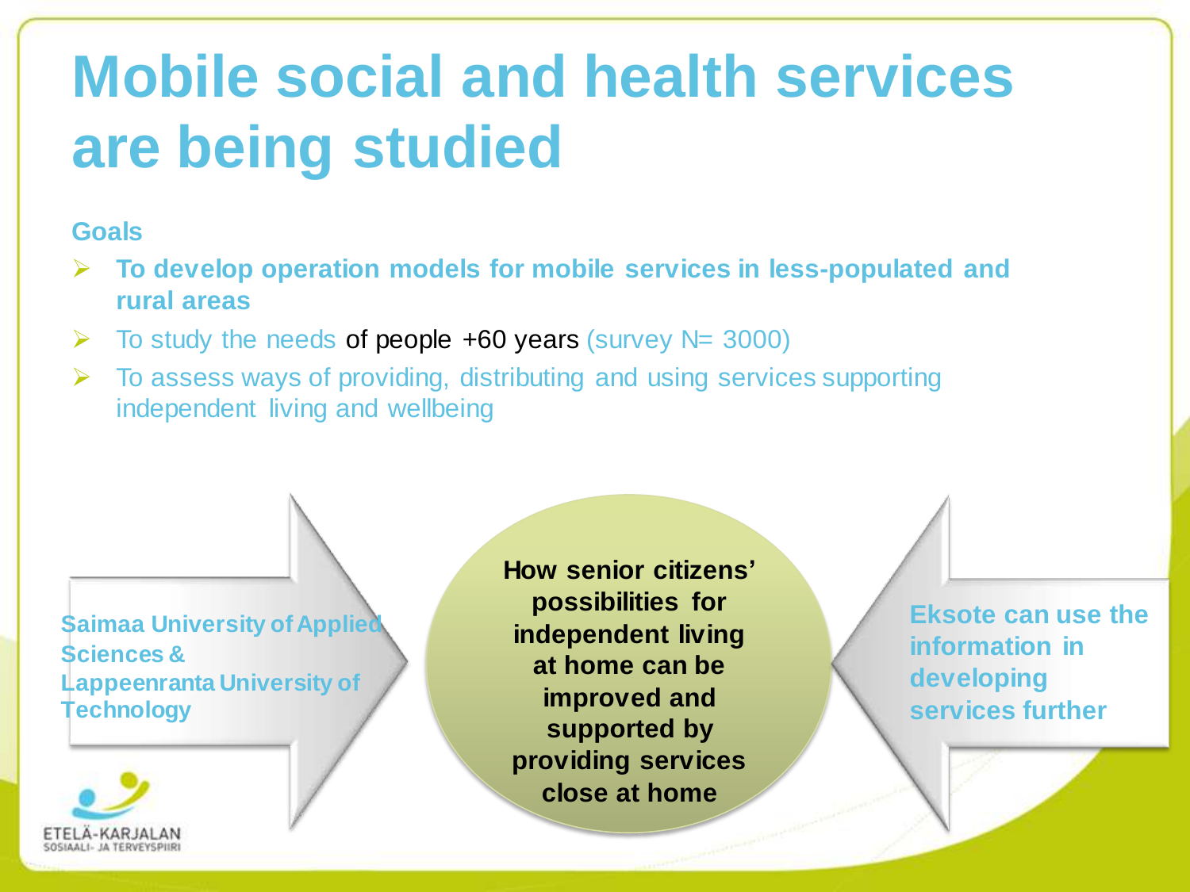# Mobile social and health services are being studied

**Goals**

- **To develop operation models for mobile services in less-populated and rural areas**
- To study the needs of people +60 years (survey N= 3000)
- To assess ways of providing, distributing and using services supporting independent living and wellbeing

**Saimaa University of Applied Sciences & Lappeenranta University of Technology**

**How senior citizens' possibilities for independent living at home can be improved and supported by providing services close at home**

**Eksote can use the information in developing services further**

ETELÄ-KARJALAN SOSIAALI- JA TERVEYSPIIRI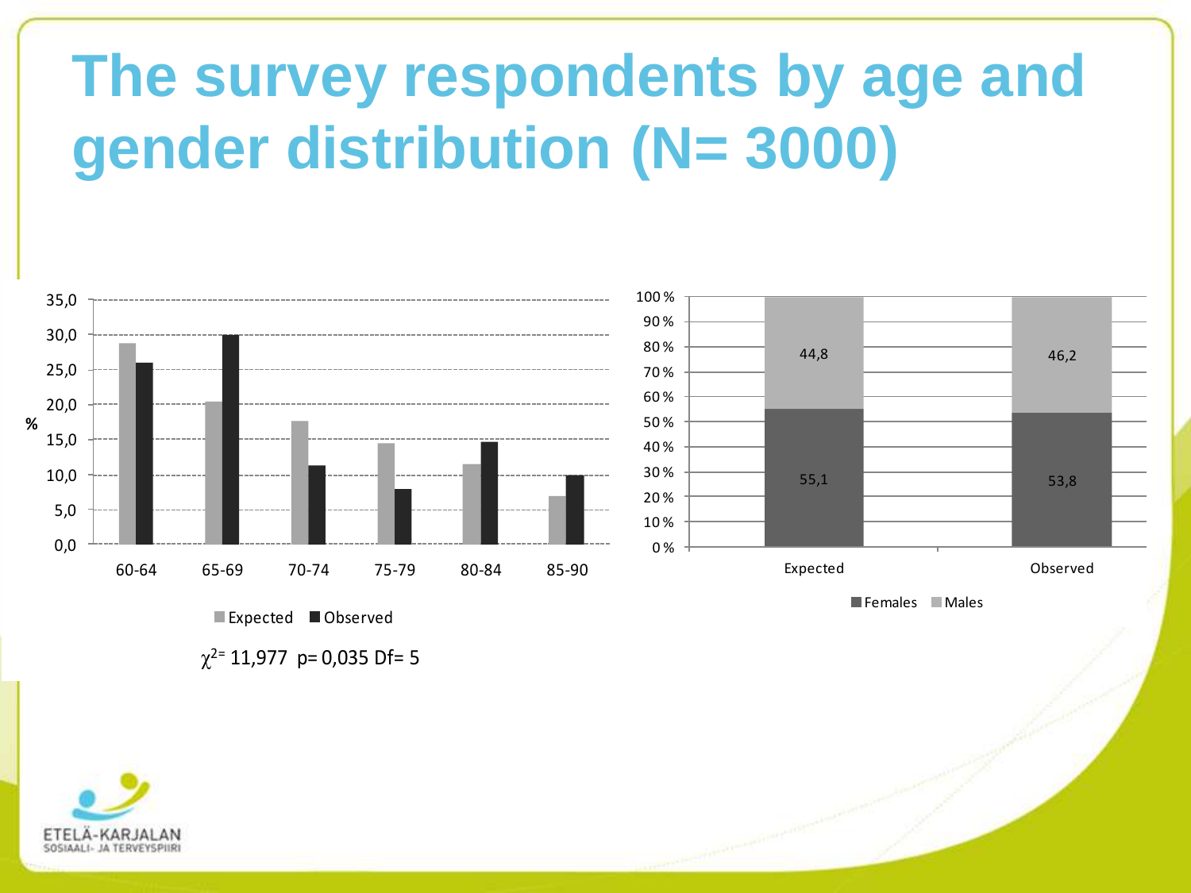# The survey respondents by age and gender distribution (N= 3000)

| % | 60-64 | 65-69 | 70-74 | 75-79 | 80-84 | 85-90 |
|---|---|---|---|---|---|---|
| Expected | | | | | | |
| Observed | | | | | | |

$\chi^2 = 11{,}977$ p= 0,035 Df= 5

| | Expected | Observed |
|---|---|---|
| Females | 55,1 | 53,8 |
| Males | 44,8 | 46,2 |

ETELÄ-KARJALAN SOSIAALI- JA TERVEYSPIIRI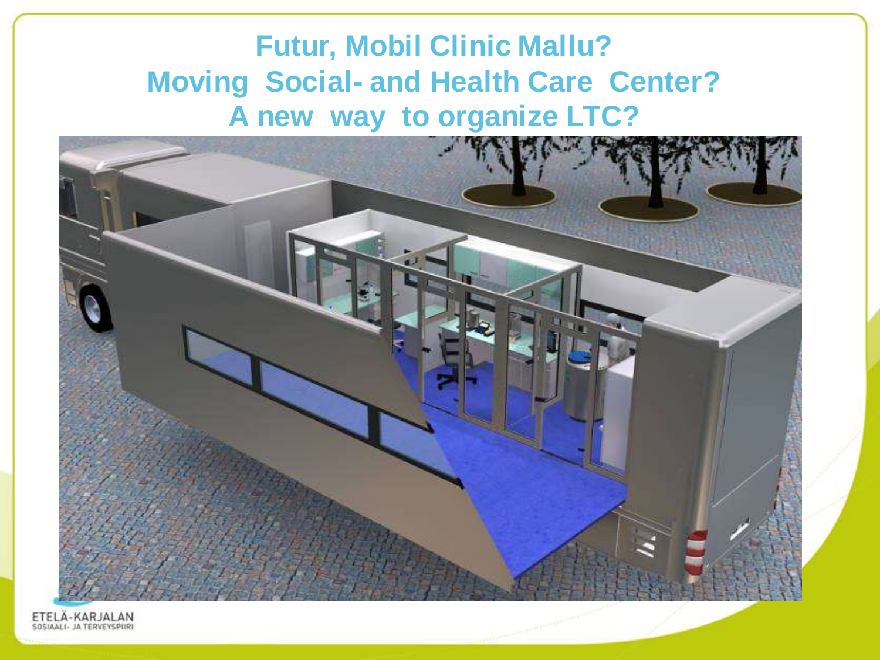# Futur, Mobil Clinic Mallu?
# Moving Social- and Health Care Center?
# A new way to organize LTC?

ETELÄ-KARJALAN
SOSIAALI- JA TERVEYSPIIRI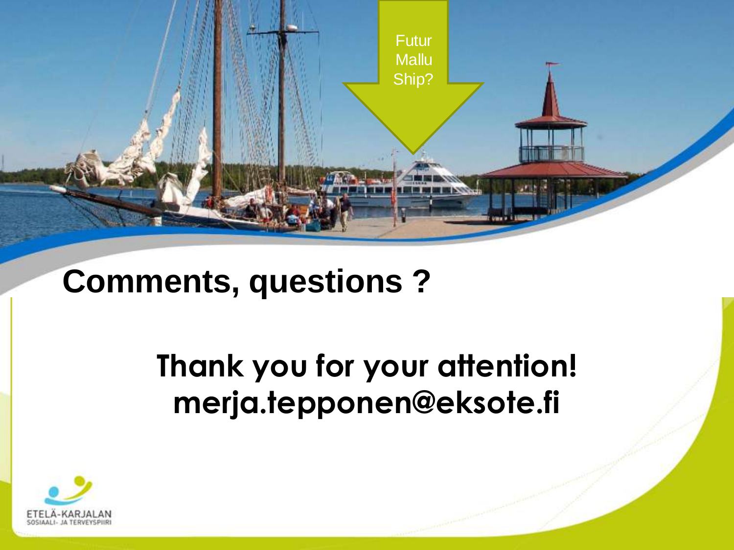Futur Mallu Ship?

## Comments, questions ?

**Thank you for your attention!**
**merja.tepponen@eksote.fi**

ETELÄ-KARJALAN
SOSIAALI- JA TERVEYSPIIRI